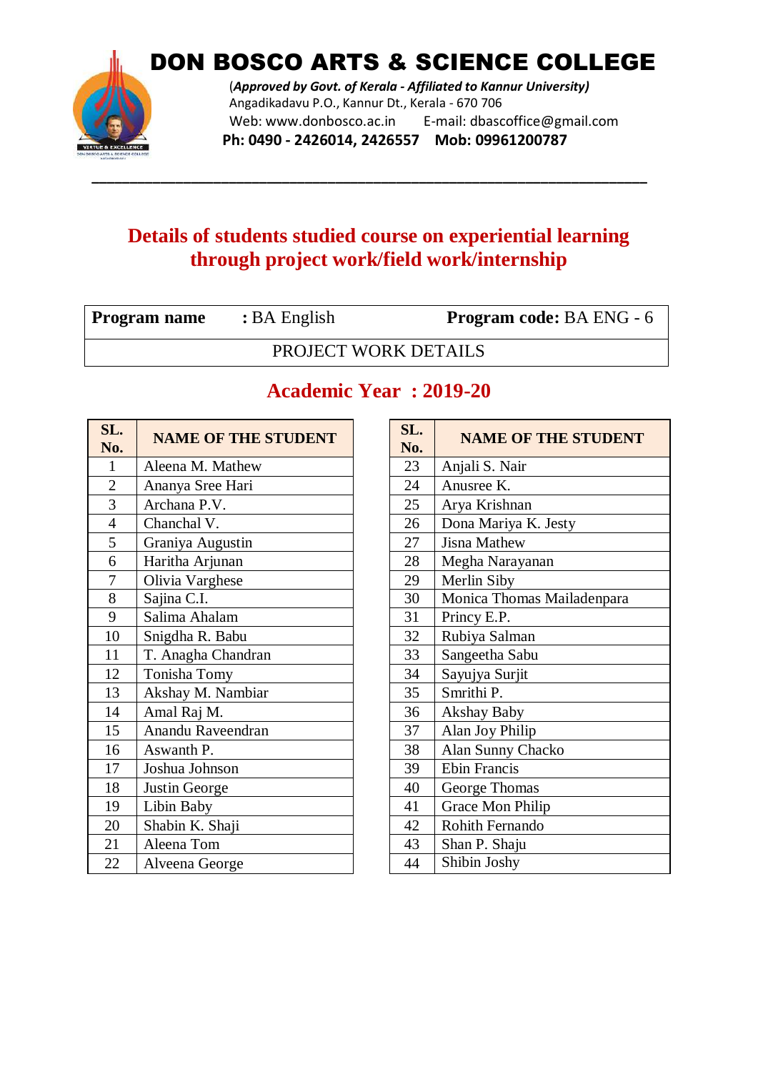# DON BOSCO ARTS & SCIENCE COLLEGE

(*Approved by Govt. of Kerala - Affiliated to Kannur University*)
Angadikadavu P.O., Kannur Dt., Kerala - 670 706
Web: www.donbosco.ac.in E-mail: dbascoffice@gmail.com
**Ph: 0490 - 2426014, 2426557 Mob: 09961200787**

---

## Details of students studied course on experiential learning through project work/field work/internship

| **Program name** : BA English | **Program code:** BA ENG - 6 |
|---|---|
| PROJECT WORK DETAILS | |

## Academic Year : 2019-20

| SL. No. | NAME OF THE STUDENT |
|---|---|
| 1 | Aleena M. Mathew |
| 2 | Ananya Sree Hari |
| 3 | Archana P.V. |
| 4 | Chanchal V. |
| 5 | Graniya Augustin |
| 6 | Haritha Arjunan |
| 7 | Olivia Varghese |
| 8 | Sajina C.I. |
| 9 | Salima Ahalam |
| 10 | Snigdha R. Babu |
| 11 | T. Anagha Chandran |
| 12 | Tonisha Tomy |
| 13 | Akshay M. Nambiar |
| 14 | Amal Raj M. |
| 15 | Anandu Raveendran |
| 16 | Aswanth P. |
| 17 | Joshua Johnson |
| 18 | Justin George |
| 19 | Libin Baby |
| 20 | Shabin K. Shaji |
| 21 | Aleena Tom |
| 22 | Alveena George |
| 23 | Anjali S. Nair |
| 24 | Anusree K. |
| 25 | Arya Krishnan |
| 26 | Dona Mariya K. Jesty |
| 27 | Jisna Mathew |
| 28 | Megha Narayanan |
| 29 | Merlin Siby |
| 30 | Monica Thomas Mailadenpara |
| 31 | Princy E.P. |
| 32 | Rubiya Salman |
| 33 | Sangeetha Sabu |
| 34 | Sayujya Surjit |
| 35 | Smrithi P. |
| 36 | Akshay Baby |
| 37 | Alan Joy Philip |
| 38 | Alan Sunny Chacko |
| 39 | Ebin Francis |
| 40 | George Thomas |
| 41 | Grace Mon Philip |
| 42 | Rohith Fernando |
| 43 | Shan P. Shaju |
| 44 | Shibin Joshy |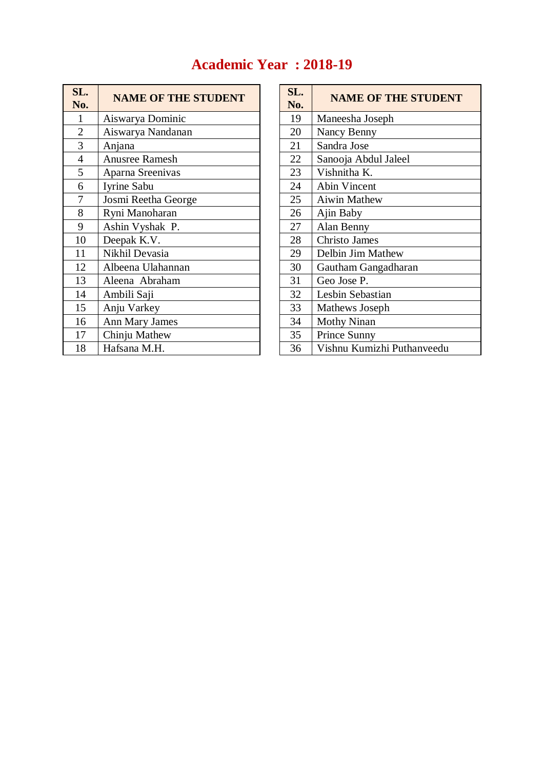# Academic Year : 2018-19

| SL. No. | NAME OF THE STUDENT |
|---|---|
| 1 | Aiswarya Dominic |
| 2 | Aiswarya Nandanan |
| 3 | Anjana |
| 4 | Anusree Ramesh |
| 5 | Aparna Sreenivas |
| 6 | Iyrine Sabu |
| 7 | Josmi Reetha George |
| 8 | Ryni Manoharan |
| 9 | Ashin Vyshak P. |
| 10 | Deepak K.V. |
| 11 | Nikhil Devasia |
| 12 | Albeena Ulahannan |
| 13 | Aleena Abraham |
| 14 | Ambili Saji |
| 15 | Anju Varkey |
| 16 | Ann Mary James |
| 17 | Chinju Mathew |
| 18 | Hafsana M.H. |

| SL. No. | NAME OF THE STUDENT |
|---|---|
| 19 | Maneesha Joseph |
| 20 | Nancy Benny |
| 21 | Sandra Jose |
| 22 | Sanooja Abdul Jaleel |
| 23 | Vishnitha K. |
| 24 | Abin Vincent |
| 25 | Aiwin Mathew |
| 26 | Ajin Baby |
| 27 | Alan Benny |
| 28 | Christo James |
| 29 | Delbin Jim Mathew |
| 30 | Gautham Gangadharan |
| 31 | Geo Jose P. |
| 32 | Lesbin Sebastian |
| 33 | Mathews Joseph |
| 34 | Mothy Ninan |
| 35 | Prince Sunny |
| 36 | Vishnu Kumizhi Puthanveedu |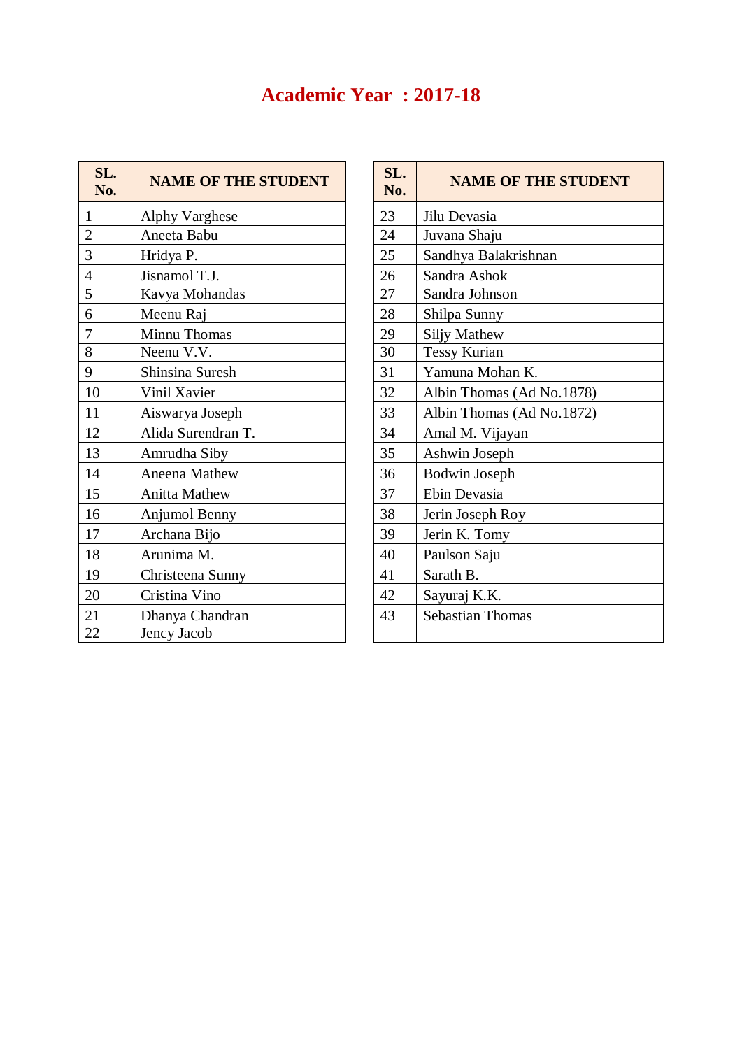# Academic Year : 2017-18

| SL. No. | NAME OF THE STUDENT |
|---|---|
| 1 | Alphy Varghese |
| 2 | Aneeta Babu |
| 3 | Hridya P. |
| 4 | Jisnamol T.J. |
| 5 | Kavya Mohandas |
| 6 | Meenu Raj |
| 7 | Minnu Thomas |
| 8 | Neenu V.V. |
| 9 | Shinsina Suresh |
| 10 | Vinil Xavier |
| 11 | Aiswarya Joseph |
| 12 | Alida Surendran T. |
| 13 | Amrudha Siby |
| 14 | Aneena Mathew |
| 15 | Anitta Mathew |
| 16 | Anjumol Benny |
| 17 | Archana Bijo |
| 18 | Arunima M. |
| 19 | Christeena Sunny |
| 20 | Cristina Vino |
| 21 | Dhanya Chandran |
| 22 | Jency Jacob |
| 23 | Jilu Devasia |
| 24 | Juvana Shaju |
| 25 | Sandhya Balakrishnan |
| 26 | Sandra Ashok |
| 27 | Sandra Johnson |
| 28 | Shilpa Sunny |
| 29 | Siljy Mathew |
| 30 | Tessy Kurian |
| 31 | Yamuna Mohan K. |
| 32 | Albin Thomas (Ad No.1878) |
| 33 | Albin Thomas (Ad No.1872) |
| 34 | Amal M. Vijayan |
| 35 | Ashwin Joseph |
| 36 | Bodwin Joseph |
| 37 | Ebin Devasia |
| 38 | Jerin Joseph Roy |
| 39 | Jerin K. Tomy |
| 40 | Paulson Saju |
| 41 | Sarath B. |
| 42 | Sayuraj K.K. |
| 43 | Sebastian Thomas |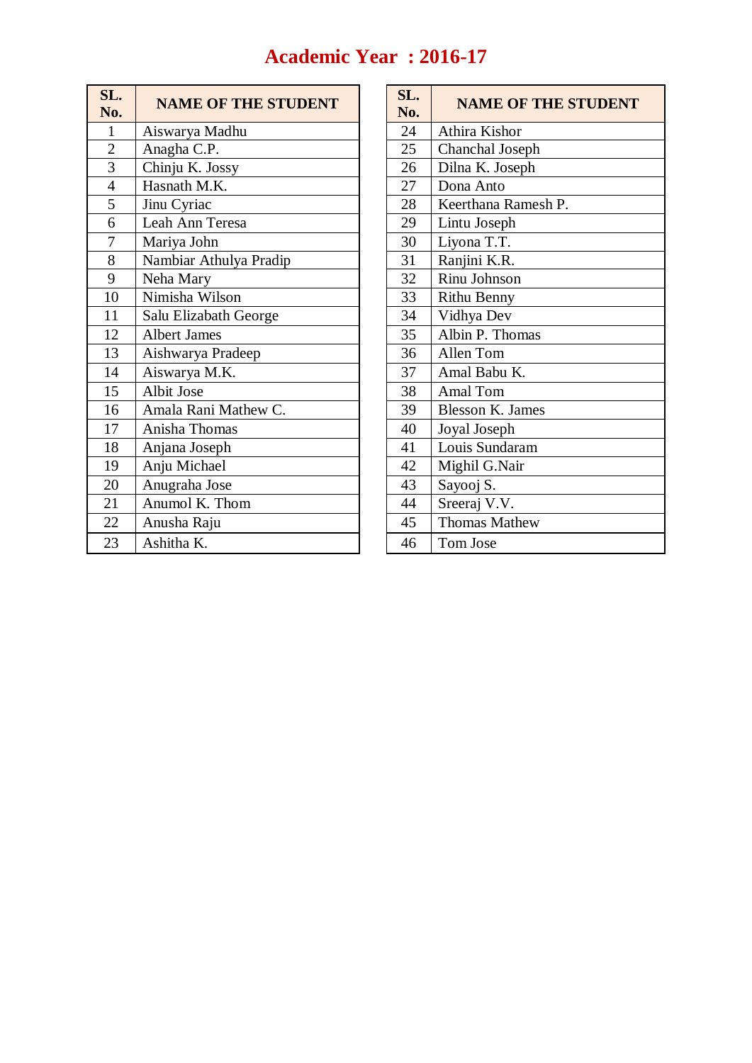# Academic Year : 2016-17

| SL. No. | NAME OF THE STUDENT |
|---|---|
| 1 | Aiswarya Madhu |
| 2 | Anagha C.P. |
| 3 | Chinju K. Jossy |
| 4 | Hasnath M.K. |
| 5 | Jinu Cyriac |
| 6 | Leah Ann Teresa |
| 7 | Mariya John |
| 8 | Nambiar Athulya Pradip |
| 9 | Neha Mary |
| 10 | Nimisha Wilson |
| 11 | Salu Elizabath George |
| 12 | Albert James |
| 13 | Aishwarya Pradeep |
| 14 | Aiswarya M.K. |
| 15 | Albit Jose |
| 16 | Amala Rani Mathew C. |
| 17 | Anisha Thomas |
| 18 | Anjana Joseph |
| 19 | Anju Michael |
| 20 | Anugraha Jose |
| 21 | Anumol K. Thom |
| 22 | Anusha Raju |
| 23 | Ashitha K. |
| 24 | Athira Kishor |
| 25 | Chanchal Joseph |
| 26 | Dilna K. Joseph |
| 27 | Dona Anto |
| 28 | Keerthana Ramesh P. |
| 29 | Lintu Joseph |
| 30 | Liyona T.T. |
| 31 | Ranjini K.R. |
| 32 | Rinu Johnson |
| 33 | Rithu Benny |
| 34 | Vidhya Dev |
| 35 | Albin P. Thomas |
| 36 | Allen Tom |
| 37 | Amal Babu K. |
| 38 | Amal Tom |
| 39 | Blesson K. James |
| 40 | Joyal Joseph |
| 41 | Louis Sundaram |
| 42 | Mighil G.Nair |
| 43 | Sayooj S. |
| 44 | Sreeraj V.V. |
| 45 | Thomas Mathew |
| 46 | Tom Jose |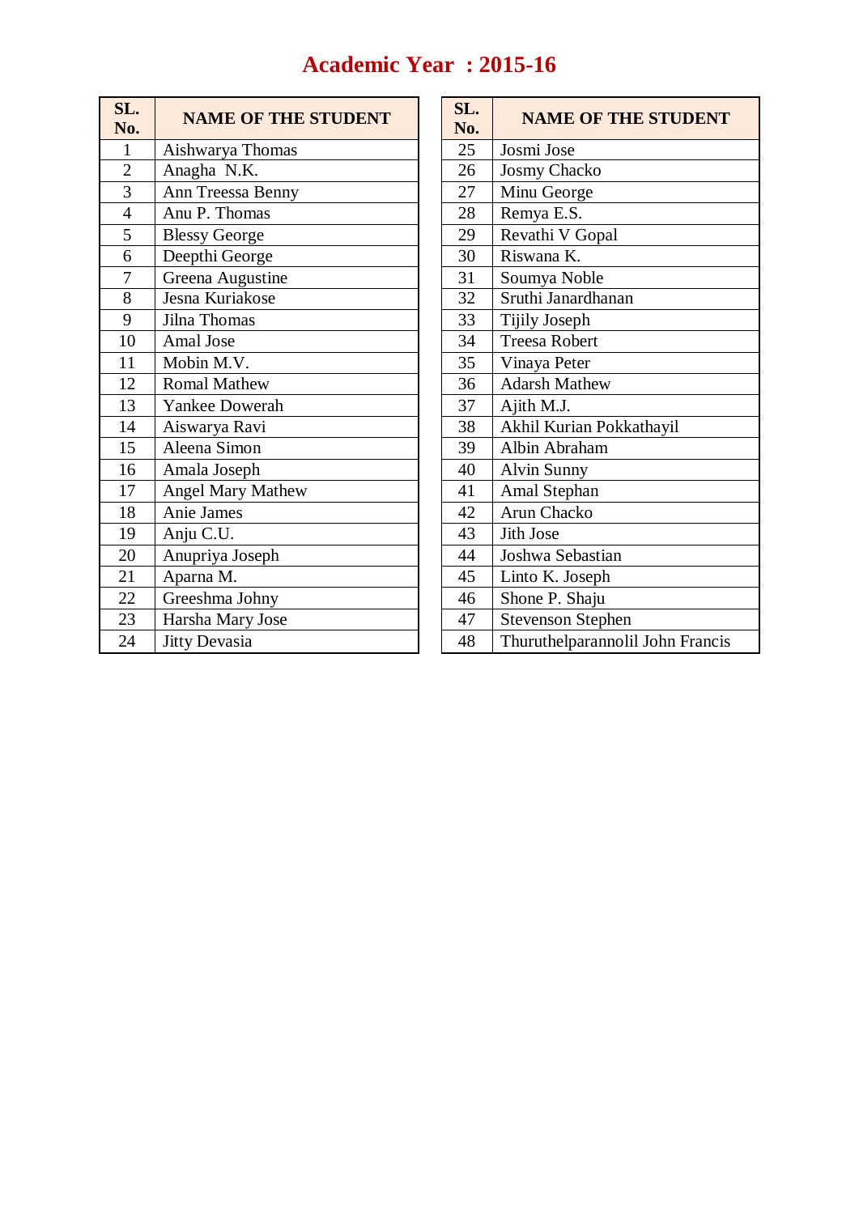## Academic Year : 2015-16

| SL. No. | NAME OF THE STUDENT |
|---|---|
| 1 | Aishwarya Thomas |
| 2 | Anagha N.K. |
| 3 | Ann Treessa Benny |
| 4 | Anu P. Thomas |
| 5 | Blessy George |
| 6 | Deepthi George |
| 7 | Greena Augustine |
| 8 | Jesna Kuriakose |
| 9 | Jilna Thomas |
| 10 | Amal Jose |
| 11 | Mobin M.V. |
| 12 | Romal Mathew |
| 13 | Yankee Dowerah |
| 14 | Aiswarya Ravi |
| 15 | Aleena Simon |
| 16 | Amala Joseph |
| 17 | Angel Mary Mathew |
| 18 | Anie James |
| 19 | Anju C.U. |
| 20 | Anupriya Joseph |
| 21 | Aparna M. |
| 22 | Greeshma Johny |
| 23 | Harsha Mary Jose |
| 24 | Jitty Devasia |
| 25 | Josmi Jose |
| 26 | Josmy Chacko |
| 27 | Minu George |
| 28 | Remya E.S. |
| 29 | Revathi V Gopal |
| 30 | Riswana K. |
| 31 | Soumya Noble |
| 32 | Sruthi Janardhanan |
| 33 | Tijily Joseph |
| 34 | Treesa Robert |
| 35 | Vinaya Peter |
| 36 | Adarsh Mathew |
| 37 | Ajith M.J. |
| 38 | Akhil Kurian Pokkathayil |
| 39 | Albin Abraham |
| 40 | Alvin Sunny |
| 41 | Amal Stephan |
| 42 | Arun Chacko |
| 43 | Jith Jose |
| 44 | Joshwa Sebastian |
| 45 | Linto K. Joseph |
| 46 | Shone P. Shaju |
| 47 | Stevenson Stephen |
| 48 | Thuruthelparannolil John Francis |